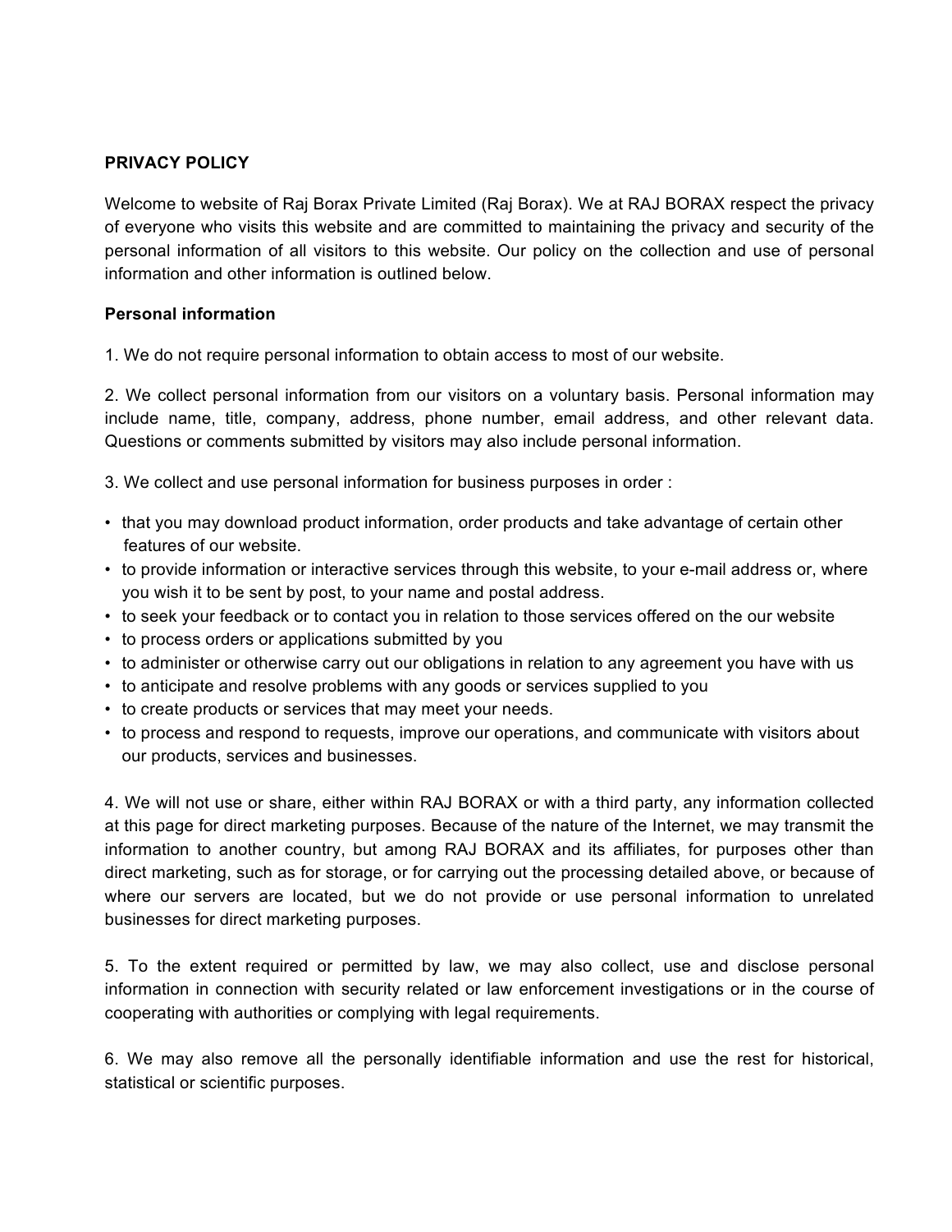**PRIVACY POLICY**

Welcome to website of Raj Borax Private Limited (Raj Borax). We at RAJ BORAX respect the privacy of everyone who visits this website and are committed to maintaining the privacy and security of the personal information of all visitors to this website. Our policy on the collection and use of personal information and other information is outlined below.

**Personal information**

1. We do not require personal information to obtain access to most of our website.

2. We collect personal information from our visitors on a voluntary basis. Personal information may include name, title, company, address, phone number, email address, and other relevant data. Questions or comments submitted by visitors may also include personal information.

3. We collect and use personal information for business purposes in order :

- that you may download product information, order products and take advantage of certain other features of our website.
- to provide information or interactive services through this website, to your e-mail address or, where you wish it to be sent by post, to your name and postal address.
- to seek your feedback or to contact you in relation to those services offered on the our website
- to process orders or applications submitted by you
- to administer or otherwise carry out our obligations in relation to any agreement you have with us
- to anticipate and resolve problems with any goods or services supplied to you
- to create products or services that may meet your needs.
- to process and respond to requests, improve our operations, and communicate with visitors about our products, services and businesses.

4. We will not use or share, either within RAJ BORAX or with a third party, any information collected at this page for direct marketing purposes. Because of the nature of the Internet, we may transmit the information to another country, but among RAJ BORAX and its affiliates, for purposes other than direct marketing, such as for storage, or for carrying out the processing detailed above, or because of where our servers are located, but we do not provide or use personal information to unrelated businesses for direct marketing purposes.

5. To the extent required or permitted by law, we may also collect, use and disclose personal information in connection with security related or law enforcement investigations or in the course of cooperating with authorities or complying with legal requirements.

6. We may also remove all the personally identifiable information and use the rest for historical, statistical or scientific purposes.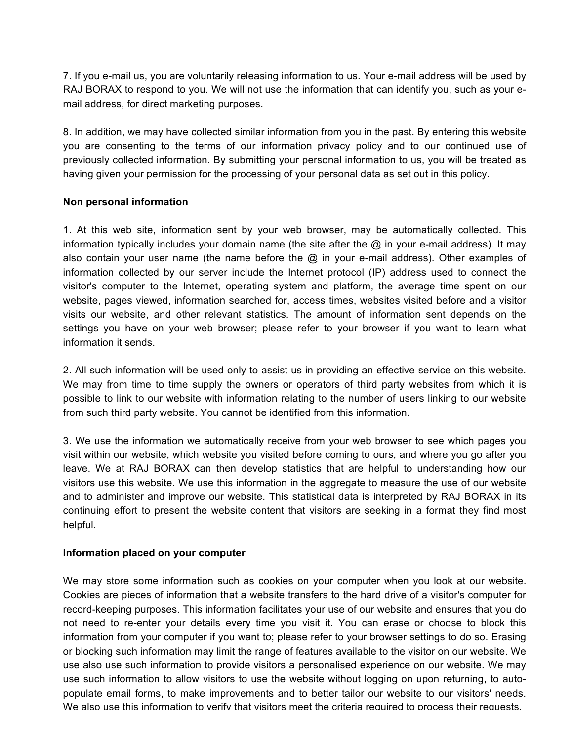7. If you e-mail us, you are voluntarily releasing information to us. Your e-mail address will be used by RAJ BORAX to respond to you. We will not use the information that can identify you, such as your e-mail address, for direct marketing purposes.

8. In addition, we may have collected similar information from you in the past. By entering this website you are consenting to the terms of our information privacy policy and to our continued use of previously collected information. By submitting your personal information to us, you will be treated as having given your permission for the processing of your personal data as set out in this policy.

**Non personal information**

1. At this web site, information sent by your web browser, may be automatically collected. This information typically includes your domain name (the site after the @ in your e-mail address). It may also contain your user name (the name before the @ in your e-mail address). Other examples of information collected by our server include the Internet protocol (IP) address used to connect the visitor's computer to the Internet, operating system and platform, the average time spent on our website, pages viewed, information searched for, access times, websites visited before and a visitor visits our website, and other relevant statistics. The amount of information sent depends on the settings you have on your web browser; please refer to your browser if you want to learn what information it sends.

2. All such information will be used only to assist us in providing an effective service on this website. We may from time to time supply the owners or operators of third party websites from which it is possible to link to our website with information relating to the number of users linking to our website from such third party website. You cannot be identified from this information.

3. We use the information we automatically receive from your web browser to see which pages you visit within our website, which website you visited before coming to ours, and where you go after you leave. We at RAJ BORAX can then develop statistics that are helpful to understanding how our visitors use this website. We use this information in the aggregate to measure the use of our website and to administer and improve our website. This statistical data is interpreted by RAJ BORAX in its continuing effort to present the website content that visitors are seeking in a format they find most helpful.

**Information placed on your computer**

We may store some information such as cookies on your computer when you look at our website. Cookies are pieces of information that a website transfers to the hard drive of a visitor's computer for record-keeping purposes. This information facilitates your use of our website and ensures that you do not need to re-enter your details every time you visit it. You can erase or choose to block this information from your computer if you want to; please refer to your browser settings to do so. Erasing or blocking such information may limit the range of features available to the visitor on our website. We use also use such information to provide visitors a personalised experience on our website. We may use such information to allow visitors to use the website without logging on upon returning, to auto-populate email forms, to make improvements and to better tailor our website to our visitors' needs. We also use this information to verify that visitors meet the criteria required to process their requests.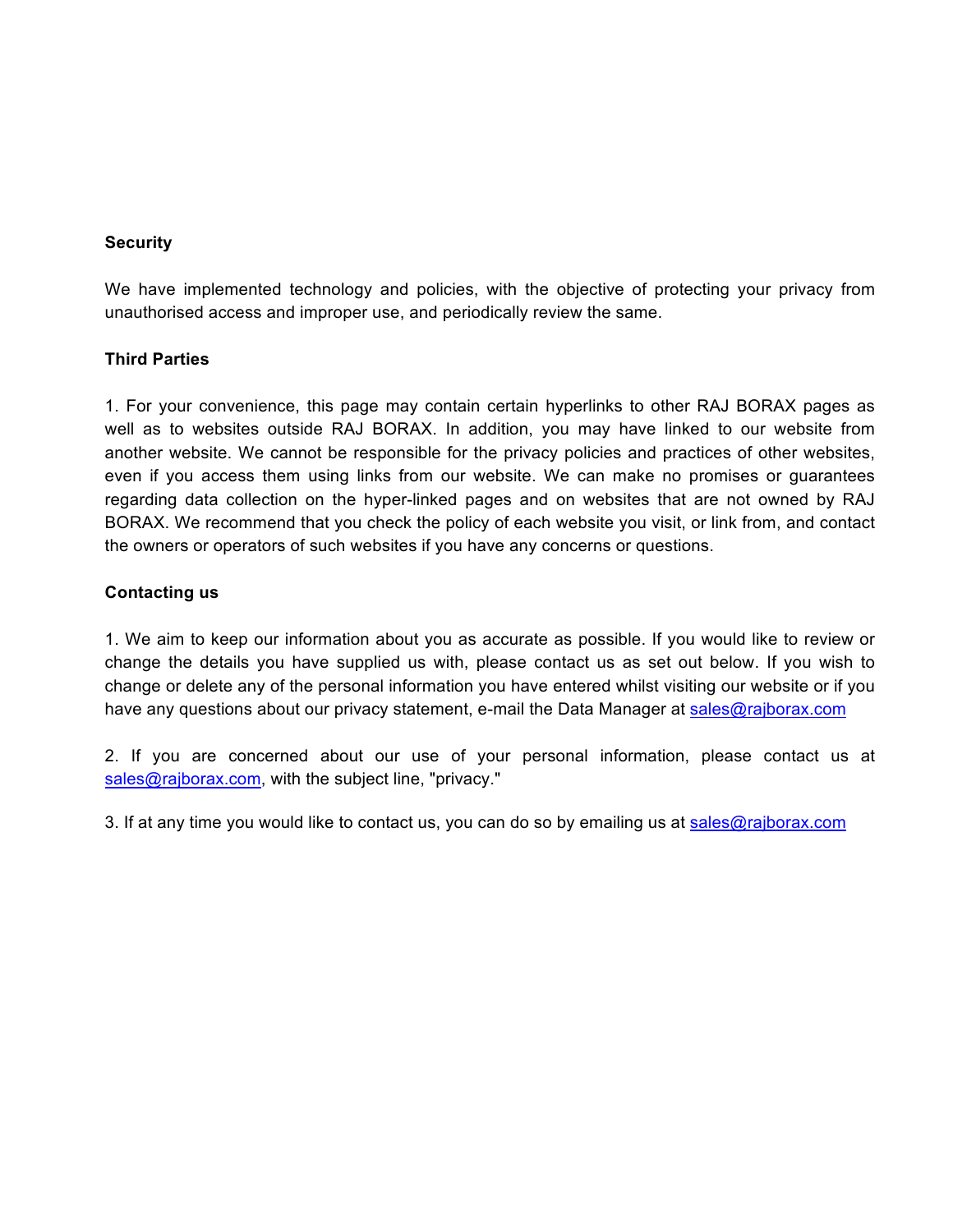**Security**

We have implemented technology and policies, with the objective of protecting your privacy from unauthorised access and improper use, and periodically review the same.

**Third Parties**

1. For your convenience, this page may contain certain hyperlinks to other RAJ BORAX pages as well as to websites outside RAJ BORAX. In addition, you may have linked to our website from another website. We cannot be responsible for the privacy policies and practices of other websites, even if you access them using links from our website. We can make no promises or guarantees regarding data collection on the hyper-linked pages and on websites that are not owned by RAJ BORAX. We recommend that you check the policy of each website you visit, or link from, and contact the owners or operators of such websites if you have any concerns or questions.

**Contacting us**

1. We aim to keep our information about you as accurate as possible. If you would like to review or change the details you have supplied us with, please contact us as set out below. If you wish to change or delete any of the personal information you have entered whilst visiting our website or if you have any questions about our privacy statement, e-mail the Data Manager at sales@rajborax.com

2. If you are concerned about our use of your personal information, please contact us at sales@rajborax.com, with the subject line, "privacy."

3. If at any time you would like to contact us, you can do so by emailing us at sales@rajborax.com